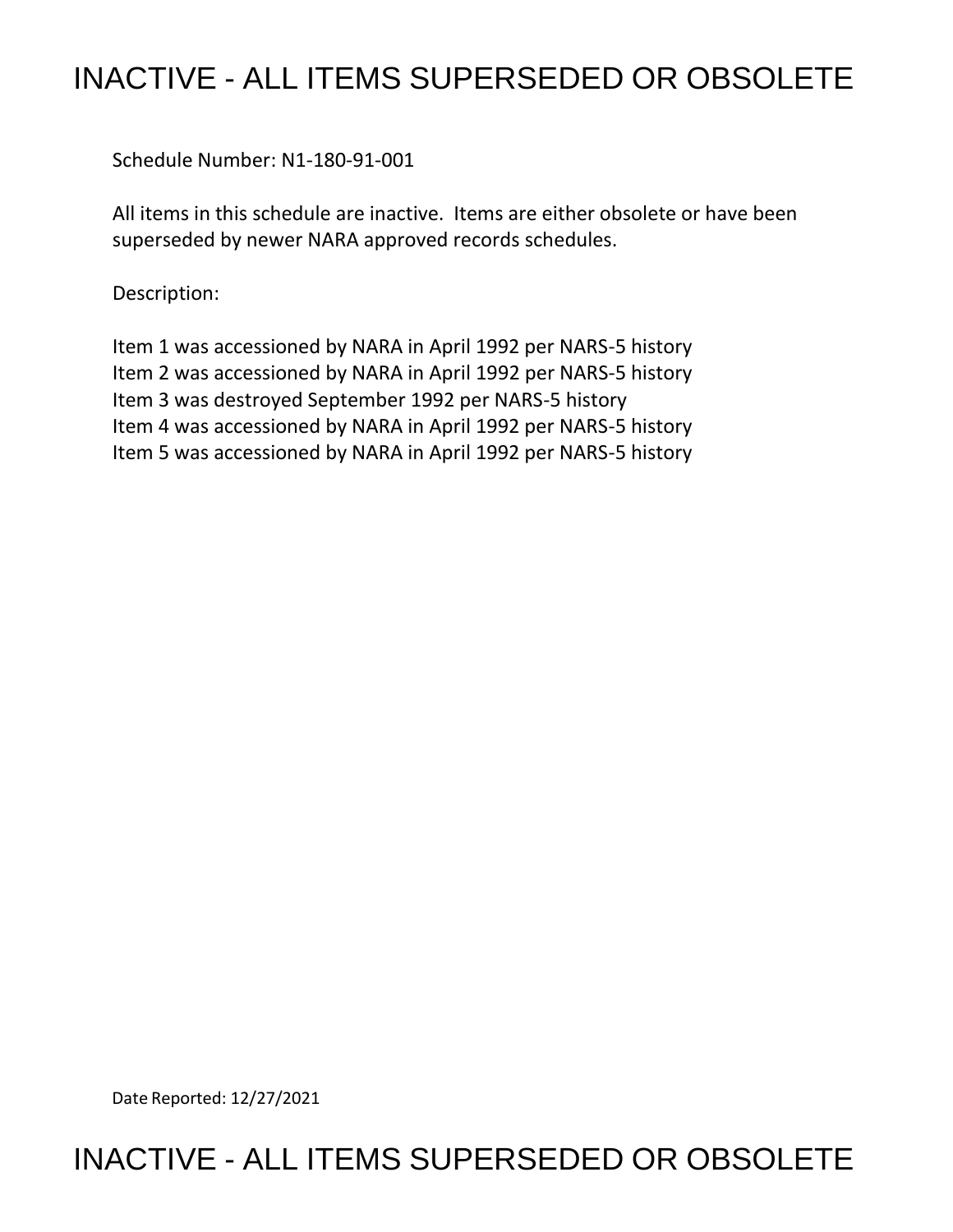# INACTIVE - ALL ITEMS SUPERSEDED OR OBSOLETE

Schedule Number: N1-180-91-001

All items in this schedule are inactive. Items are either obsolete or have been superseded by newer NARA approved records schedules.

Description:

Item 1 was accessioned by NARA in April 1992 per NARS-5 history
Item 2 was accessioned by NARA in April 1992 per NARS-5 history
Item 3 was destroyed September 1992 per NARS-5 history
Item 4 was accessioned by NARA in April 1992 per NARS-5 history
Item 5 was accessioned by NARA in April 1992 per NARS-5 history

Date Reported: 12/27/2021

# INACTIVE - ALL ITEMS SUPERSEDED OR OBSOLETE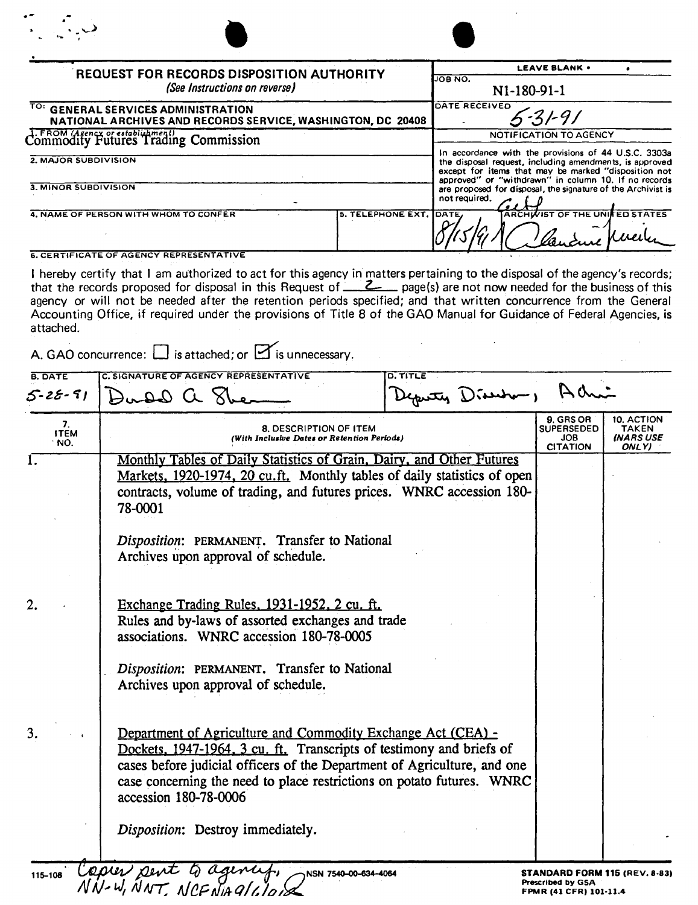**REQUEST FOR RECORDS DISPOSITION AUTHORITY**
*(See Instructions on reverse)*

| | LEAVE BLANK |
|---|---|
| TO: GENERAL SERVICES ADMINISTRATION NATIONAL ARCHIVES AND RECORDS SERVICE, WASHINGTON, DC 20408 | JOB NO. N1-180-91-1 |
| 1. FROM (Agency or establishment) Commodity Futures Trading Commission | DATE RECEIVED 5-31-91 |
| 2. MAJOR SUBDIVISION | NOTIFICATION TO AGENCY |
| 3. MINOR SUBDIVISION | In accordance with the provisions of 44 U.S.C. 3303a the disposal request, including amendments, is approved except for items that may be marked "disposition not approved" or "withdrawn" in column 10. If no records are proposed for disposal, the signature of the Archivist is not required. |
| 4. NAME OF PERSON WITH WHOM TO CONFER / 5. TELEPHONE EXT. | DATE 8/15/91 ARCHIVIST OF THE UNITED STATES (signature) |

**6. CERTIFICATE OF AGENCY REPRESENTATIVE**

I hereby certify that I am authorized to act for this agency in matters pertaining to the disposal of the agency's records; that the records proposed for disposal in this Request of 2 page(s) are not now needed for the business of this agency or will not be needed after the retention periods specified; and that written concurrence from the General Accounting Office, if required under the provisions of Title 8 of the GAO Manual for Guidance of Federal Agencies, is attached.

A. GAO concurrence: ☐ is attached; or ☑ is unnecessary.

| B. DATE | C. SIGNATURE OF AGENCY REPRESENTATIVE | D. TITLE |
|---|---|---|
| 5-28-91 | (signature) | Deputy Director, Admin |

| 7. ITEM NO. | 8. DESCRIPTION OF ITEM (With Inclusive Dates or Retention Periods) | 9. GRS OR SUPERSEDED JOB CITATION | 10. ACTION TAKEN (NARS USE ONLY) |
|---|---|---|---|
| 1. | Monthly Tables of Daily Statistics of Grain, Dairy, and Other Futures Markets, 1920-1974, 20 cu.ft. Monthly tables of daily statistics of open contracts, volume of trading, and futures prices. WNRC accession 180-78-0001<br><br>*Disposition*: PERMANENT. Transfer to National Archives upon approval of schedule. | | |
| 2. | Exchange Trading Rules, 1931-1952, 2 cu. ft. Rules and by-laws of assorted exchanges and trade associations. WNRC accession 180-78-0005<br><br>*Disposition*: PERMANENT. Transfer to National Archives upon approval of schedule. | | |
| 3. | Department of Agriculture and Commodity Exchange Act (CEA) - Dockets, 1947-1964, 3 cu. ft. Transcripts of testimony and briefs of cases before judicial officers of the Department of Agriculture, and one case concerning the need to place restrictions on potato futures. WNRC accession 180-78-0006<br><br>*Disposition*: Destroy immediately. | | |

115-108 Copies sent to agency, NN-W, NNT, NCFNA 9/6/91 NSN 7540-00-634-4064

STANDARD FORM 115 (REV. 8-83)
Prescribed by GSA
FPMR (41 CFR) 101-11.4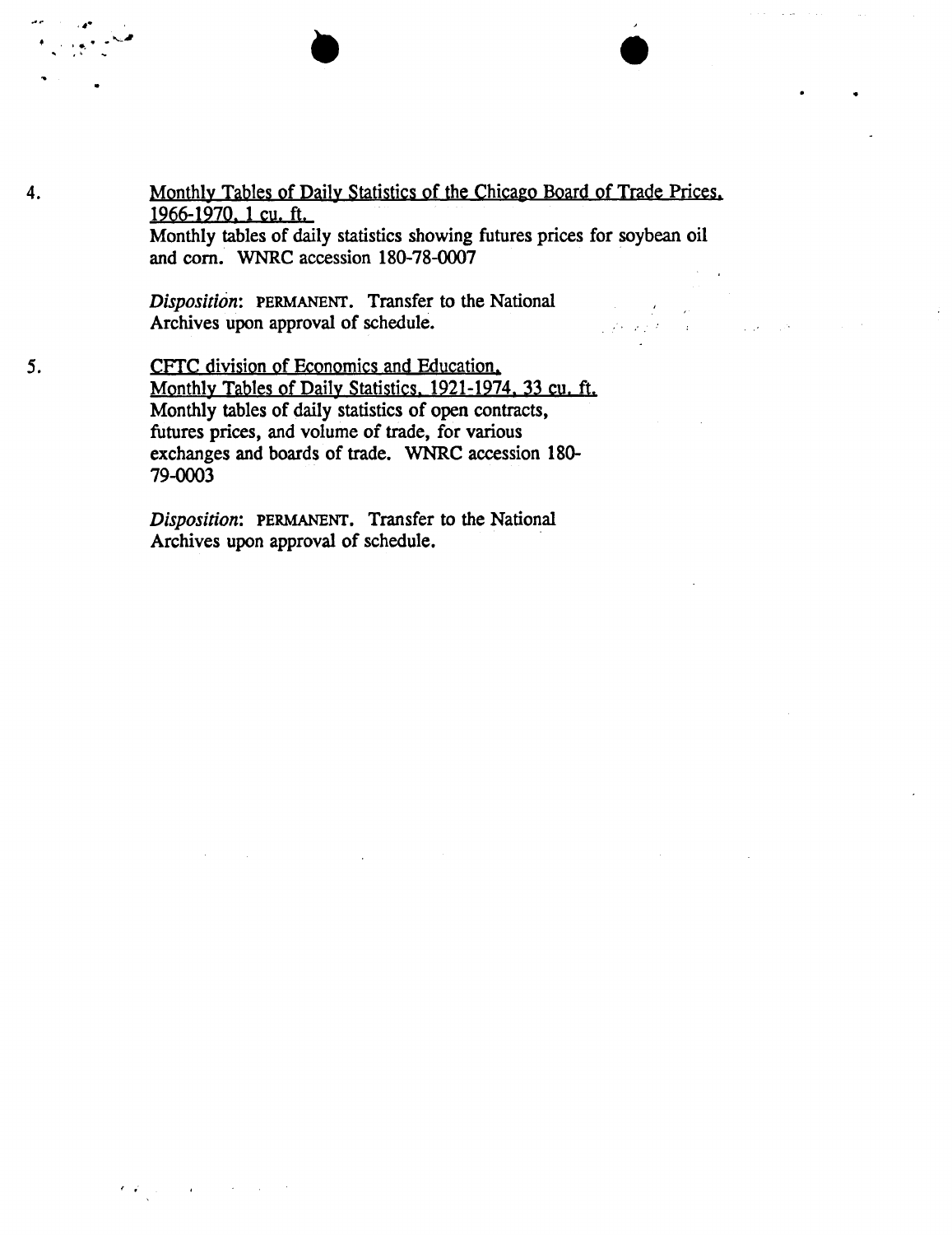4. <u>Monthly Tables of Daily Statistics of the Chicago Board of Trade Prices, 1966-1970, 1 cu. ft.</u>
   Monthly tables of daily statistics showing futures prices for soybean oil and corn. WNRC accession 180-78-0007

   *Disposition*: PERMANENT. Transfer to the National Archives upon approval of schedule.

5. <u>CFTC division of Economics and Education, Monthly Tables of Daily Statistics, 1921-1974, 33 cu. ft.</u>
   Monthly tables of daily statistics of open contracts, futures prices, and volume of trade, for various exchanges and boards of trade. WNRC accession 180-79-0003

   *Disposition*: PERMANENT. Transfer to the National Archives upon approval of schedule.